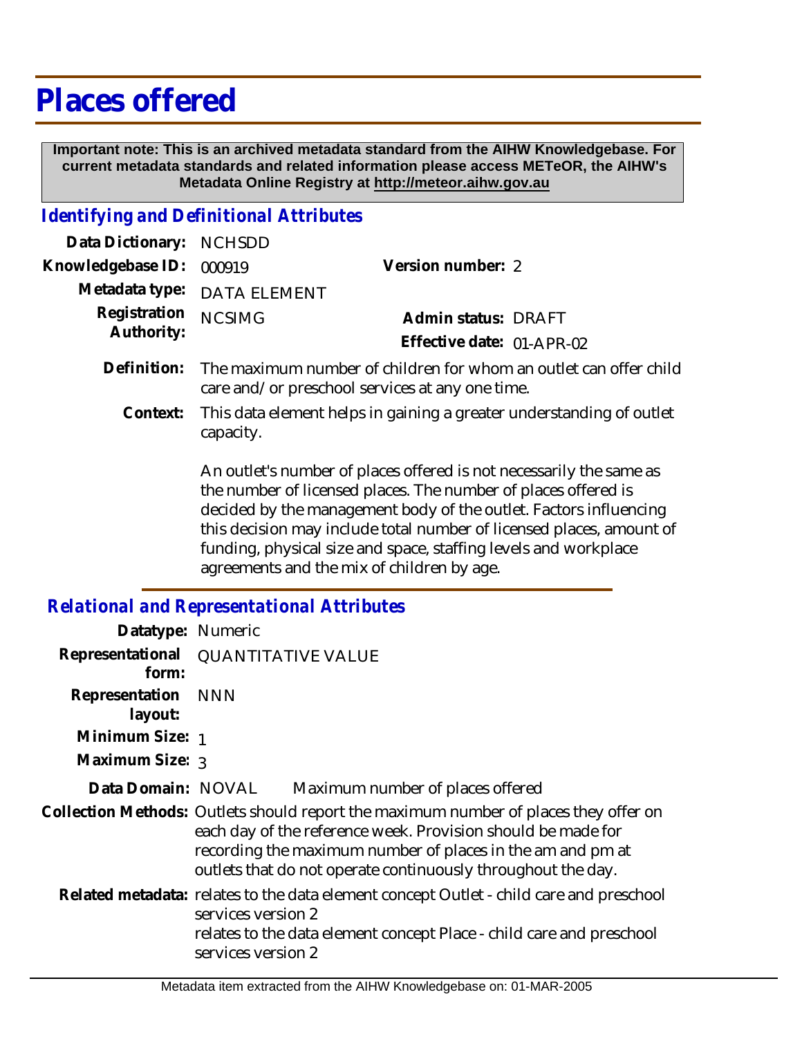# Places offered

**Important note: This is an archived metadata standard from the AIHW Knowledgebase. For current metadata standards and related information please access METeOR, the AIHW's Metadata Online Registry at http://meteor.aihw.gov.au**

## *Identifying and Definitional Attributes*

**Data Dictionary:** NCHSDD

**Knowledgebase ID:** 000919

**Version number:** 2

**Metadata type:** DATA ELEMENT

**Registration Authority:** NCSIMG

**Admin status:** DRAFT

**Effective date:** 01-APR-02

**Definition:** The maximum number of children for whom an outlet can offer child care and/or preschool services at any one time.

**Context:** This data element helps in gaining a greater understanding of outlet capacity.

An outlet's number of places offered is not necessarily the same as the number of licensed places. The number of places offered is decided by the management body of the outlet. Factors influencing this decision may include total number of licensed places, amount of funding, physical size and space, staffing levels and workplace agreements and the mix of children by age.

## *Relational and Representational Attributes*

**Datatype:** Numeric

**Representational form:** QUANTITATIVE VALUE

**Representation layout:** NNN

**Minimum Size:** 1

**Maximum Size:** 3

**Data Domain:** NOVAL Maximum number of places offered

**Collection Methods:** Outlets should report the maximum number of places they offer on each day of the reference week. Provision should be made for recording the maximum number of places in the am and pm at outlets that do not operate continuously throughout the day.

**Related metadata:** relates to the data element concept Outlet - child care and preschool services version 2
relates to the data element concept Place - child care and preschool services version 2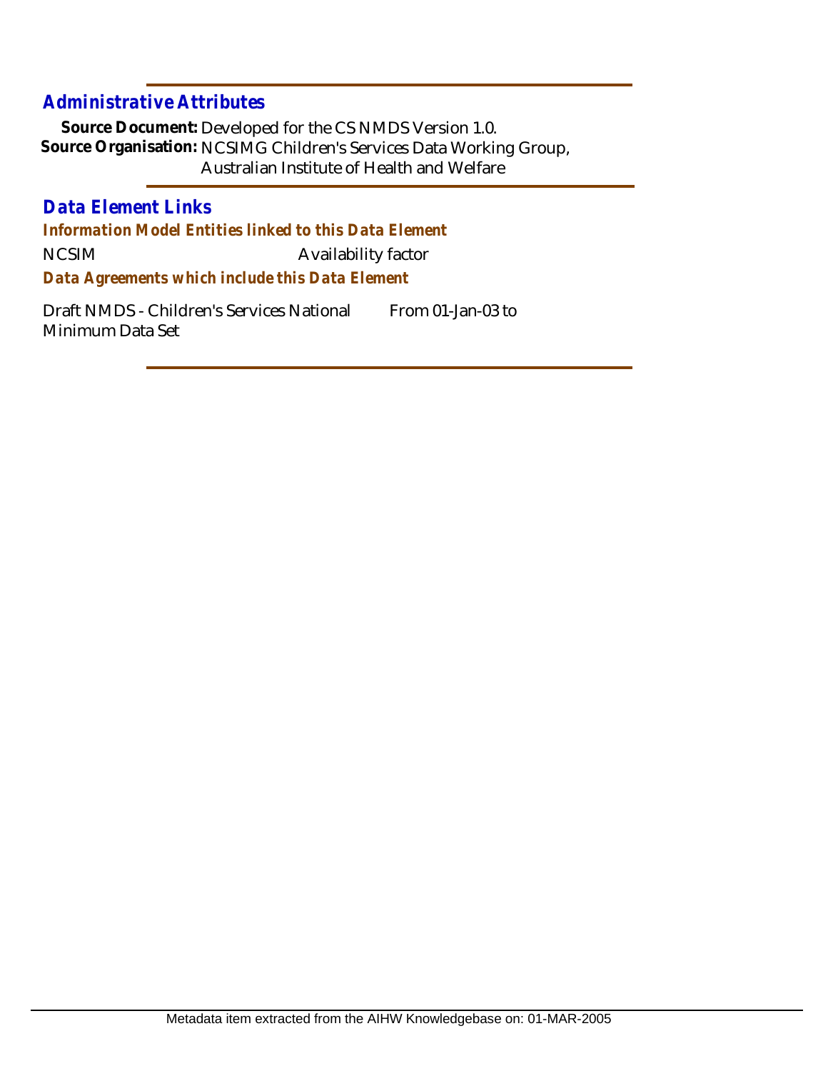## Administrative Attributes

**Source Document:** Developed for the CS NMDS Version 1.0.

**Source Organisation:** NCSIMG Children's Services Data Working Group, Australian Institute of Health and Welfare

## Data Element Links

### Information Model Entities linked to this Data Element

| | |
|---|---|
| NCSIM | Availability factor |

### Data Agreements which include this Data Element

| | |
|---|---|
| Draft NMDS - Children's Services National Minimum Data Set | From 01-Jan-03 to |

Metadata item extracted from the AIHW Knowledgebase on: 01-MAR-2005